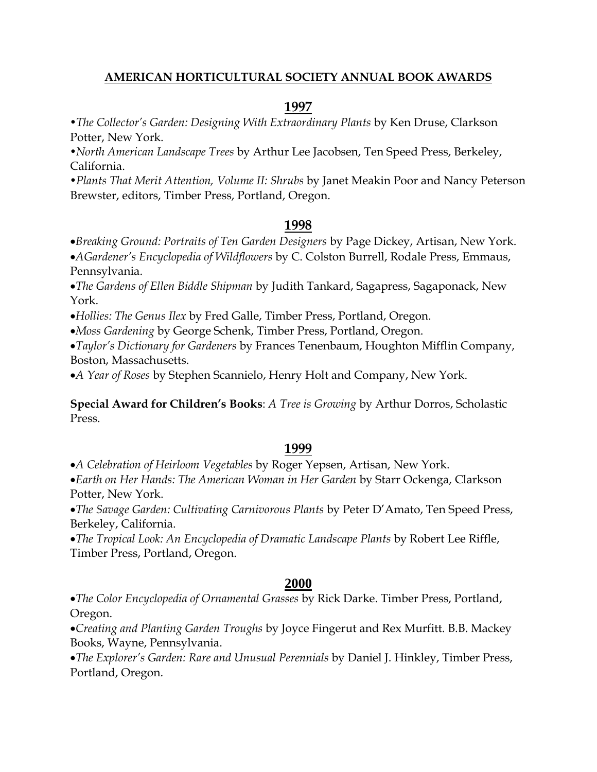# AMERICAN HORTICULTURAL SOCIETY ANNUAL BOOK AWARDS

## 1997

- *The Collector's Garden: Designing With Extraordinary Plants* by Ken Druse, Clarkson Potter, New York.
- *North American Landscape Trees* by Arthur Lee Jacobsen, Ten Speed Press, Berkeley, California.
- *Plants That Merit Attention, Volume II: Shrubs* by Janet Meakin Poor and Nancy Peterson Brewster, editors, Timber Press, Portland, Oregon.

## 1998

- *Breaking Ground: Portraits of Ten Garden Designers* by Page Dickey, Artisan, New York.
- *AGardener's Encyclopedia of Wildflowers* by C. Colston Burrell, Rodale Press, Emmaus, Pennsylvania.
- *The Gardens of Ellen Biddle Shipman* by Judith Tankard, Sagapress, Sagaponack, New York.
- *Hollies: The Genus Ilex* by Fred Galle, Timber Press, Portland, Oregon.
- *Moss Gardening* by George Schenk, Timber Press, Portland, Oregon.
- *Taylor's Dictionary for Gardeners* by Frances Tenenbaum, Houghton Mifflin Company, Boston, Massachusetts.
- *A Year of Roses* by Stephen Scannielo, Henry Holt and Company, New York.

**Special Award for Children's Books**: *A Tree is Growing* by Arthur Dorros, Scholastic Press.

## 1999

- *A Celebration of Heirloom Vegetables* by Roger Yepsen, Artisan, New York.
- *Earth on Her Hands: The American Woman in Her Garden* by Starr Ockenga, Clarkson Potter, New York.
- *The Savage Garden: Cultivating Carnivorous Plants* by Peter D'Amato, Ten Speed Press, Berkeley, California.
- *The Tropical Look: An Encyclopedia of Dramatic Landscape Plants* by Robert Lee Riffle, Timber Press, Portland, Oregon.

## 2000

- *The Color Encyclopedia of Ornamental Grasses* by Rick Darke. Timber Press, Portland, Oregon.
- *Creating and Planting Garden Troughs* by Joyce Fingerut and Rex Murfitt. B.B. Mackey Books, Wayne, Pennsylvania.
- *The Explorer's Garden: Rare and Unusual Perennials* by Daniel J. Hinkley, Timber Press, Portland, Oregon.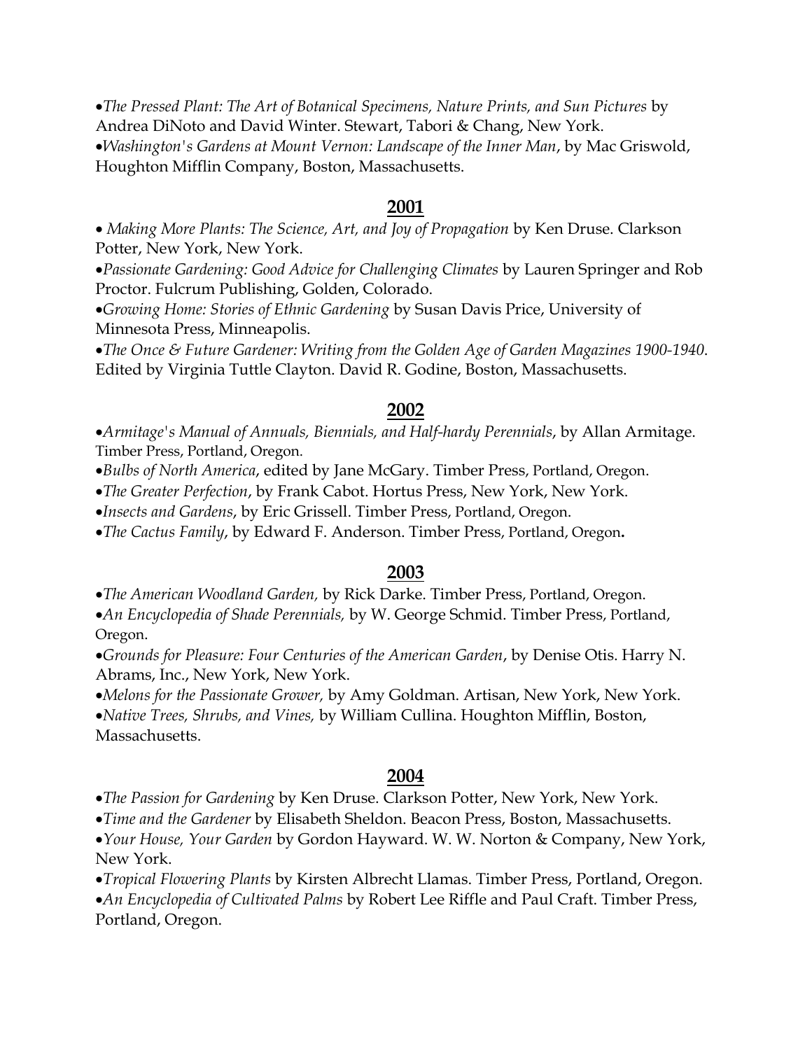- *The Pressed Plant: The Art of Botanical Specimens, Nature Prints, and Sun Pictures* by Andrea DiNoto and David Winter. Stewart, Tabori & Chang, New York.
- *Washington's Gardens at Mount Vernon: Landscape of the Inner Man*, by Mac Griswold, Houghton Mifflin Company, Boston, Massachusetts.

## 2001

- *Making More Plants: The Science, Art, and Joy of Propagation* by Ken Druse. Clarkson Potter, New York, New York.
- *Passionate Gardening: Good Advice for Challenging Climates* by Lauren Springer and Rob Proctor. Fulcrum Publishing, Golden, Colorado.
- *Growing Home: Stories of Ethnic Gardening* by Susan Davis Price, University of Minnesota Press, Minneapolis.
- *The Once & Future Gardener: Writing from the Golden Age of Garden Magazines 1900-1940*. Edited by Virginia Tuttle Clayton. David R. Godine, Boston, Massachusetts.

## 2002

- *Armitage's Manual of Annuals, Biennials, and Half-hardy Perennials*, by Allan Armitage. Timber Press, Portland, Oregon.
- *Bulbs of North America*, edited by Jane McGary. Timber Press, Portland, Oregon.
- *The Greater Perfection*, by Frank Cabot. Hortus Press, New York, New York.
- *Insects and Gardens*, by Eric Grissell. Timber Press, Portland, Oregon.
- *The Cactus Family*, by Edward F. Anderson. Timber Press, Portland, Oregon**.**

## 2003

- *The American Woodland Garden,* by Rick Darke. Timber Press, Portland, Oregon.
- *An Encyclopedia of Shade Perennials,* by W. George Schmid. Timber Press, Portland, Oregon.
- *Grounds for Pleasure: Four Centuries of the American Garden*, by Denise Otis. Harry N. Abrams, Inc., New York, New York.
- *Melons for the Passionate Grower,* by Amy Goldman. Artisan, New York, New York.
- *Native Trees, Shrubs, and Vines,* by William Cullina. Houghton Mifflin, Boston, Massachusetts.

## 2004

- *The Passion for Gardening* by Ken Druse. Clarkson Potter, New York, New York.
- *Time and the Gardener* by Elisabeth Sheldon. Beacon Press, Boston, Massachusetts.
- *Your House, Your Garden* by Gordon Hayward. W. W. Norton & Company, New York, New York.
- *Tropical Flowering Plants* by Kirsten Albrecht Llamas. Timber Press, Portland, Oregon.
- *An Encyclopedia of Cultivated Palms* by Robert Lee Riffle and Paul Craft. Timber Press, Portland, Oregon.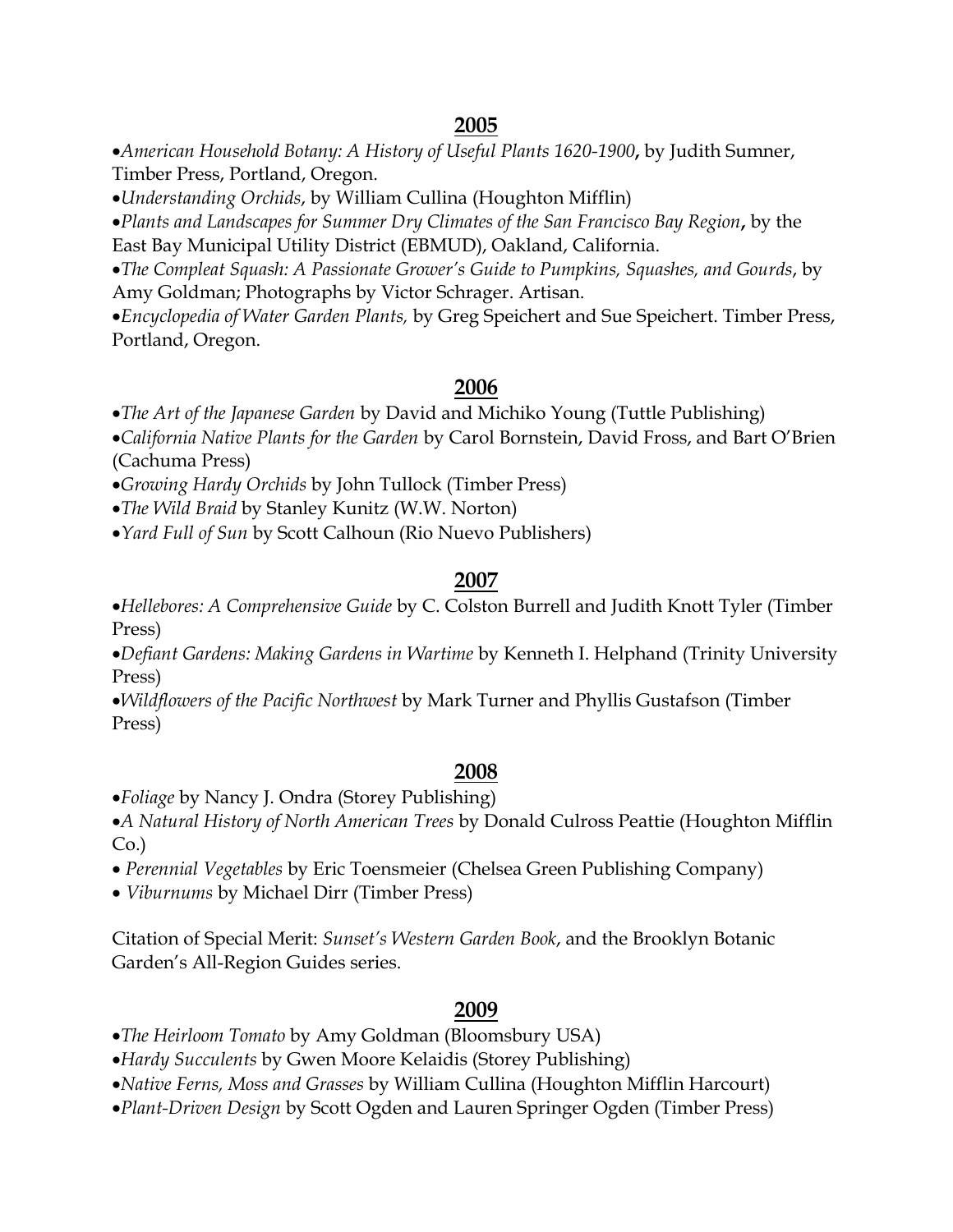## 2005

- *American Household Botany: A History of Useful Plants 1620-1900***,** by Judith Sumner, Timber Press, Portland, Oregon.
- *Understanding Orchids*, by William Cullina (Houghton Mifflin)
- *Plants and Landscapes for Summer Dry Climates of the San Francisco Bay Region***,** by the East Bay Municipal Utility District (EBMUD), Oakland, California.
- *The Compleat Squash: A Passionate Grower's Guide to Pumpkins, Squashes, and Gourds*, by Amy Goldman; Photographs by Victor Schrager. Artisan.
- *Encyclopedia of Water Garden Plants,* by Greg Speichert and Sue Speichert. Timber Press, Portland, Oregon.

## 2006

- *The Art of the Japanese Garden* by David and Michiko Young (Tuttle Publishing)
- *California Native Plants for the Garden* by Carol Bornstein, David Fross, and Bart O'Brien (Cachuma Press)
- *Growing Hardy Orchids* by John Tullock (Timber Press)
- *The Wild Braid* by Stanley Kunitz (W.W. Norton)
- *Yard Full of Sun* by Scott Calhoun (Rio Nuevo Publishers)

## 2007

- *Hellebores: A Comprehensive Guide* by C. Colston Burrell and Judith Knott Tyler (Timber Press)
- *Defiant Gardens: Making Gardens in Wartime* by Kenneth I. Helphand (Trinity University Press)
- *Wildflowers of the Pacific Northwest* by Mark Turner and Phyllis Gustafson (Timber Press)

## 2008

- *Foliage* by Nancy J. Ondra (Storey Publishing)
- *A Natural History of North American Trees* by Donald Culross Peattie (Houghton Mifflin Co.)
- *Perennial Vegetables* by Eric Toensmeier (Chelsea Green Publishing Company)
- *Viburnums* by Michael Dirr (Timber Press)

Citation of Special Merit: *Sunset's Western Garden Book*, and the Brooklyn Botanic Garden's All-Region Guides series.

## 2009

- *The Heirloom Tomato* by Amy Goldman (Bloomsbury USA)
- *Hardy Succulents* by Gwen Moore Kelaidis (Storey Publishing)
- *Native Ferns, Moss and Grasses* by William Cullina (Houghton Mifflin Harcourt)
- *Plant-Driven Design* by Scott Ogden and Lauren Springer Ogden (Timber Press)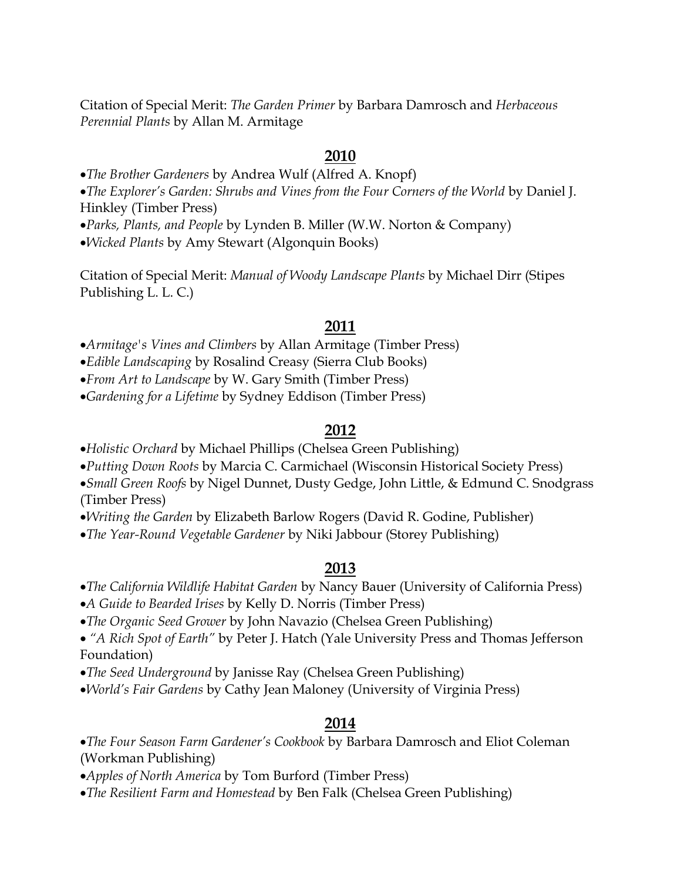Citation of Special Merit: *The Garden Primer* by Barbara Damrosch and *Herbaceous Perennial Plants* by Allan M. Armitage

## 2010

- *The Brother Gardeners* by Andrea Wulf (Alfred A. Knopf)
- *The Explorer's Garden: Shrubs and Vines from the Four Corners of the World* by Daniel J. Hinkley (Timber Press)
- *Parks, Plants, and People* by Lynden B. Miller (W.W. Norton & Company)
- *Wicked Plants* by Amy Stewart (Algonquin Books)

Citation of Special Merit: *Manual of Woody Landscape Plants* by Michael Dirr (Stipes Publishing L. L. C.)

## 2011

- *Armitage's Vines and Climbers* by Allan Armitage (Timber Press)
- *Edible Landscaping* by Rosalind Creasy (Sierra Club Books)
- *From Art to Landscape* by W. Gary Smith (Timber Press)
- *Gardening for a Lifetime* by Sydney Eddison (Timber Press)

## 2012

- *Holistic Orchard* by Michael Phillips (Chelsea Green Publishing)
- *Putting Down Roots* by Marcia C. Carmichael (Wisconsin Historical Society Press)
- *Small Green Roofs* by Nigel Dunnet, Dusty Gedge, John Little, & Edmund C. Snodgrass (Timber Press)
- *Writing the Garden* by Elizabeth Barlow Rogers (David R. Godine, Publisher)
- *The Year-Round Vegetable Gardener* by Niki Jabbour (Storey Publishing)

## 2013

- *The California Wildlife Habitat Garden* by Nancy Bauer (University of California Press)
- *A Guide to Bearded Irises* by Kelly D. Norris (Timber Press)
- *The Organic Seed Grower* by John Navazio (Chelsea Green Publishing)
- *"A Rich Spot of Earth"* by Peter J. Hatch (Yale University Press and Thomas Jefferson Foundation)
- *The Seed Underground* by Janisse Ray (Chelsea Green Publishing)
- *World's Fair Gardens* by Cathy Jean Maloney (University of Virginia Press)

## 2014

- *The Four Season Farm Gardener's Cookbook* by Barbara Damrosch and Eliot Coleman (Workman Publishing)
- *Apples of North America* by Tom Burford (Timber Press)
- *The Resilient Farm and Homestead* by Ben Falk (Chelsea Green Publishing)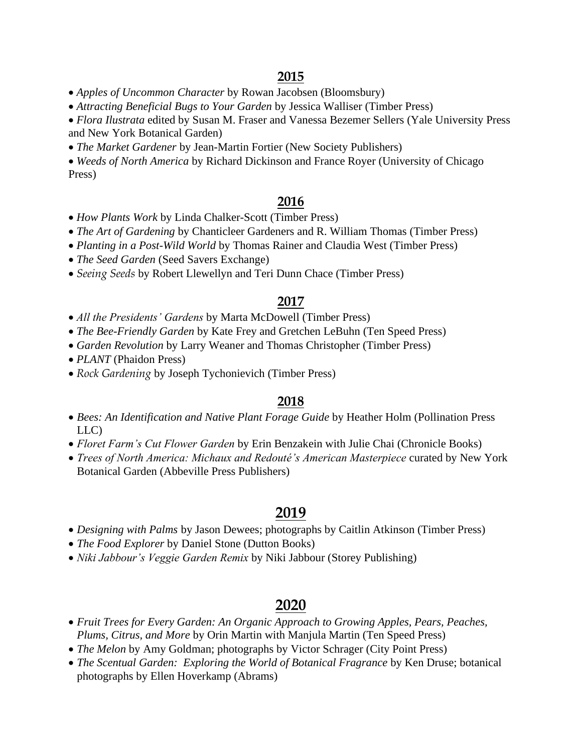## 2015

- *Apples of Uncommon Character* by Rowan Jacobsen (Bloomsbury)
- *Attracting Beneficial Bugs to Your Garden* by Jessica Walliser (Timber Press)
- *Flora Ilustrata* edited by Susan M. Fraser and Vanessa Bezemer Sellers (Yale University Press and New York Botanical Garden)
- *The Market Gardener* by Jean-Martin Fortier (New Society Publishers)
- *Weeds of North America* by Richard Dickinson and France Royer (University of Chicago Press)

## 2016

- *How Plants Work* by Linda Chalker-Scott (Timber Press)
- *The Art of Gardening* by Chanticleer Gardeners and R. William Thomas (Timber Press)
- *Planting in a Post-Wild World* by Thomas Rainer and Claudia West (Timber Press)
- *The Seed Garden* (Seed Savers Exchange)
- *Seeing Seeds* by Robert Llewellyn and Teri Dunn Chace (Timber Press)

## 2017

- *All the Presidents' Gardens* by Marta McDowell (Timber Press)
- *The Bee-Friendly Garden* by Kate Frey and Gretchen LeBuhn (Ten Speed Press)
- *Garden Revolution* by Larry Weaner and Thomas Christopher (Timber Press)
- *PLANT* (Phaidon Press)
- *Rock Gardening* by Joseph Tychonievich (Timber Press)

## 2018

- *Bees: An Identification and Native Plant Forage Guide* by Heather Holm (Pollination Press LLC)
- *Floret Farm's Cut Flower Garden* by Erin Benzakein with Julie Chai (Chronicle Books)
- *Trees of North America: Michaux and Redouté's American Masterpiece* curated by New York Botanical Garden (Abbeville Press Publishers)

## 2019

- *Designing with Palms* by Jason Dewees; photographs by Caitlin Atkinson (Timber Press)
- *The Food Explorer* by Daniel Stone (Dutton Books)
- *Niki Jabbour's Veggie Garden Remix* by Niki Jabbour (Storey Publishing)

## 2020

- *Fruit Trees for Every Garden: An Organic Approach to Growing Apples, Pears, Peaches, Plums, Citrus, and More* by Orin Martin with Manjula Martin (Ten Speed Press)
- *The Melon* by Amy Goldman; photographs by Victor Schrager (City Point Press)
- *The Scentual Garden: Exploring the World of Botanical Fragrance* by Ken Druse; botanical photographs by Ellen Hoverkamp (Abrams)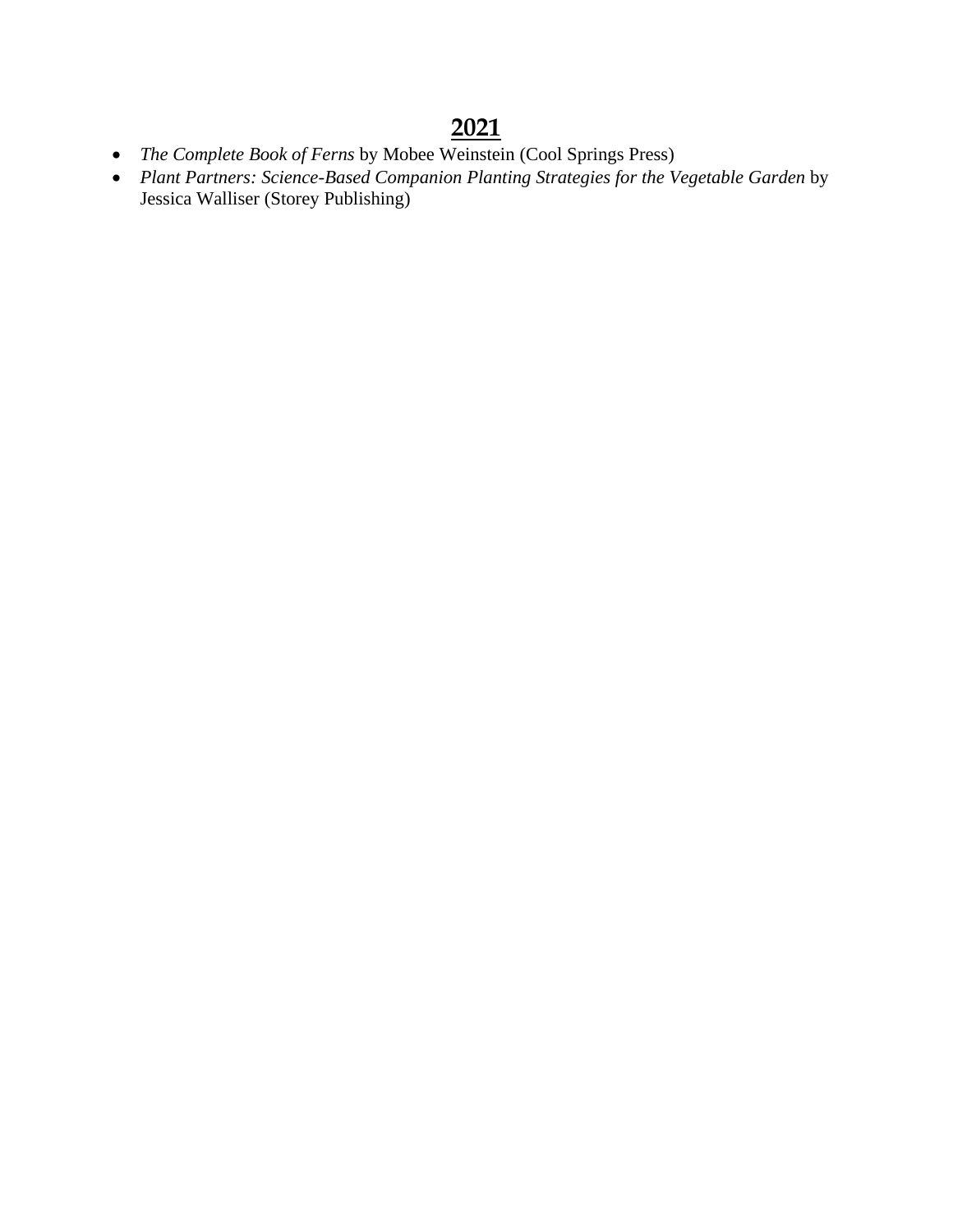## **2021**

- *The Complete Book of Ferns* by Mobee Weinstein (Cool Springs Press)
- *Plant Partners: Science-Based Companion Planting Strategies for the Vegetable Garden* by Jessica Walliser (Storey Publishing)